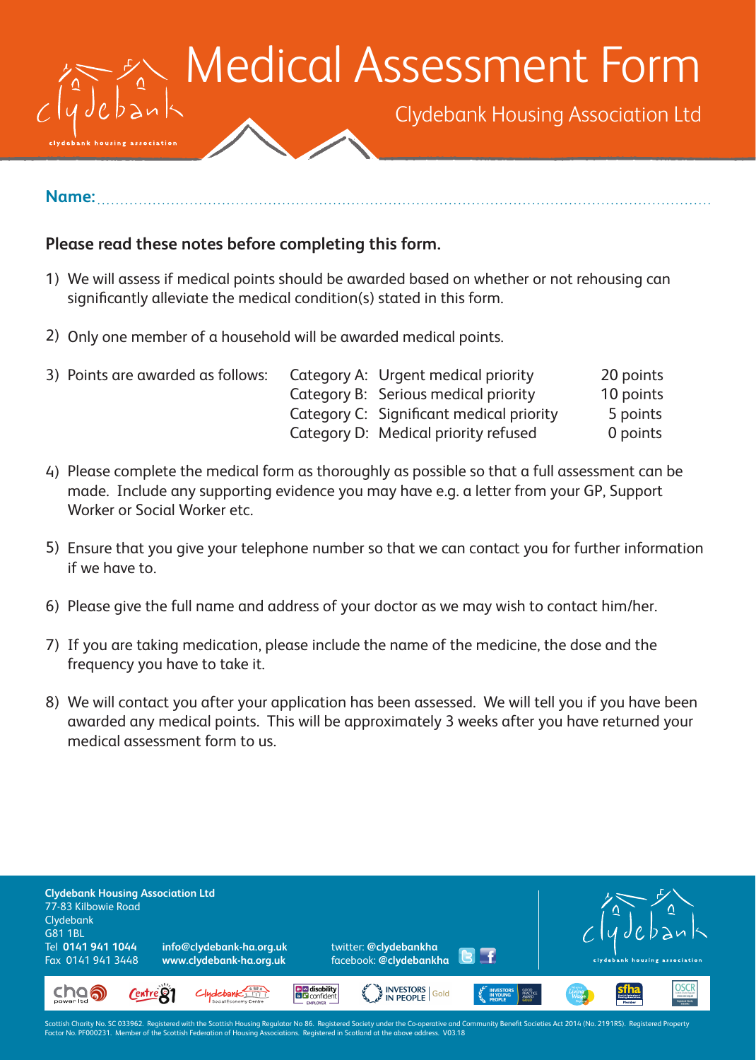# Medical Assessment Form

Clydebank Housing Association Ltd

**Name:** ...........................................................................................................................

**Please read these notes before completing this form.**

1) We will assess if medical points should be awarded based on whether or not rehousing can significantly alleviate the medical condition(s) stated in this form.

2) Only one member of a household will be awarded medical points.

3) Points are awarded as follows:

| Category | Description | Points |
|---|---|---|
| Category A: | Urgent medical priority | 20 points |
| Category B: | Serious medical priority | 10 points |
| Category C: | Significant medical priority | 5 points |
| Category D: | Medical priority refused | 0 points |

4) Please complete the medical form as thoroughly as possible so that a full assessment can be made. Include any supporting evidence you may have e.g. a letter from your GP, Support Worker or Social Worker etc.

5) Ensure that you give your telephone number so that we can contact you for further information if we have to.

6) Please give the full name and address of your doctor as we may wish to contact him/her.

7) If you are taking medication, please include the name of the medicine, the dose and the frequency you have to take it.

8) We will contact you after your application has been assessed. We will tell you if you have been awarded any medical points. This will be approximately 3 weeks after you have returned your medical assessment form to us.

**Clydebank Housing Association Ltd**
77-83 Kilbowie Road
Clydebank
G81 1BL
Tel **0141 941 1044**
Fax 0141 941 3448

**info@clydebank-ha.org.uk**
**www.clydebank-ha.org.uk**

twitter: **@clydebankha**
facebook: **@clydebankha**

Scottish Charity No. SC 033962. Registered with the Scottish Housing Regulator No 86. Registered Society under the Co-operative and Community Benefit Societies Act 2014 (No. 2191RS). Registered Property Factor No. PF000231. Member of the Scottish Federation of Housing Associations. Registered in Scotland at the above address. V03.18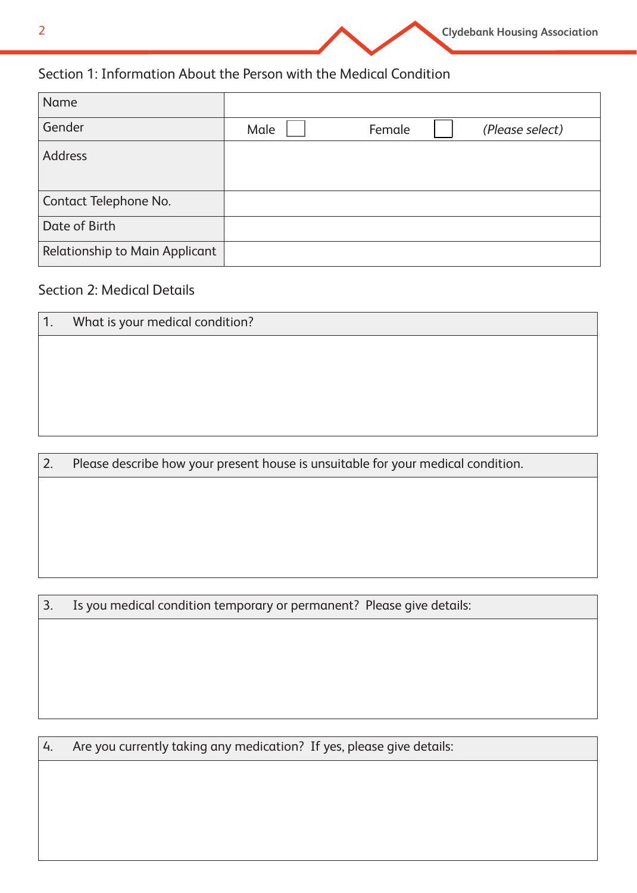## Section 1: Information About the Person with the Medical Condition

| Name | |
|---|---|
| Gender | Male ☐ Female ☐ *(Please select)* |
| Address | |
| Contact Telephone No. | |
| Date of Birth | |
| Relationship to Main Applicant | |

## Section 2: Medical Details

| 1. What is your medical condition? |
|---|
| |

| 2. Please describe how your present house is unsuitable for your medical condition. |
|---|
| |

| 3. Is you medical condition temporary or permanent? Please give details: |
|---|
| |

| 4. Are you currently taking any medication? If yes, please give details: |
|---|
| |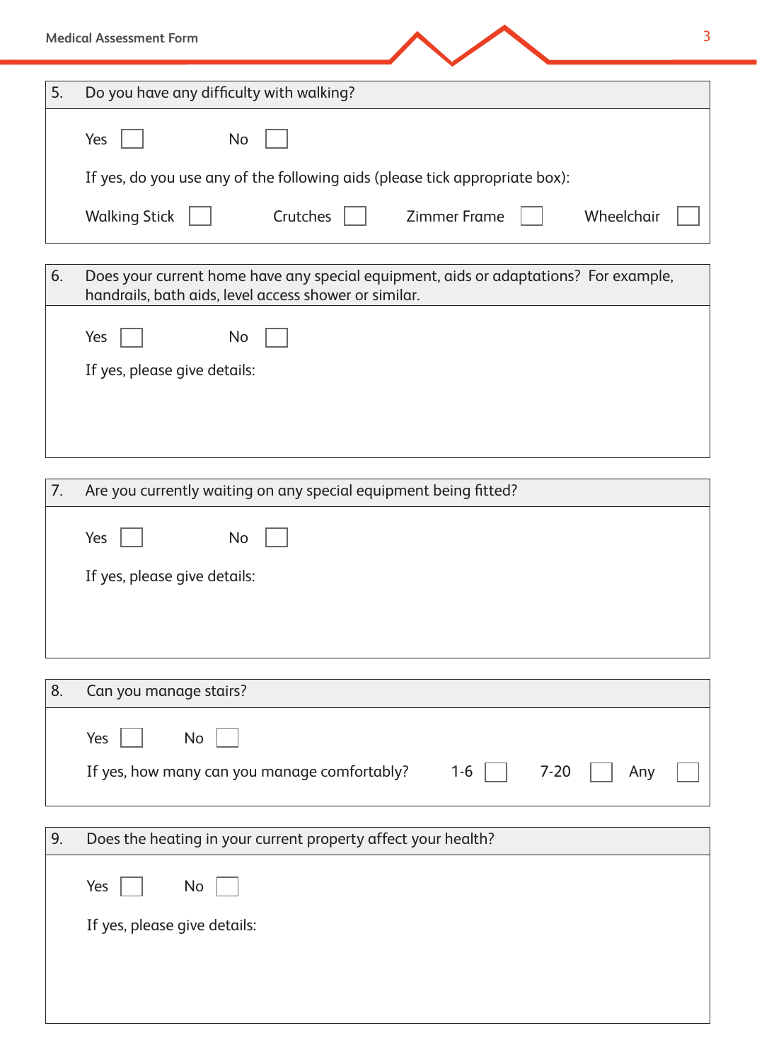**5. Do you have any difficulty with walking?**

Yes ☐ No ☐

If yes, do you use any of the following aids (please tick appropriate box):

Walking Stick ☐ Crutches ☐ Zimmer Frame ☐ Wheelchair ☐

**6. Does your current home have any special equipment, aids or adaptations? For example, handrails, bath aids, level access shower or similar.**

Yes ☐ No ☐

If yes, please give details:

**7. Are you currently waiting on any special equipment being fitted?**

Yes ☐ No ☐

If yes, please give details:

**8. Can you manage stairs?**

Yes ☐ No ☐

If yes, how many can you manage comfortably? 1-6 ☐ 7-20 ☐ Any ☐

**9. Does the heating in your current property affect your health?**

Yes ☐ No ☐

If yes, please give details: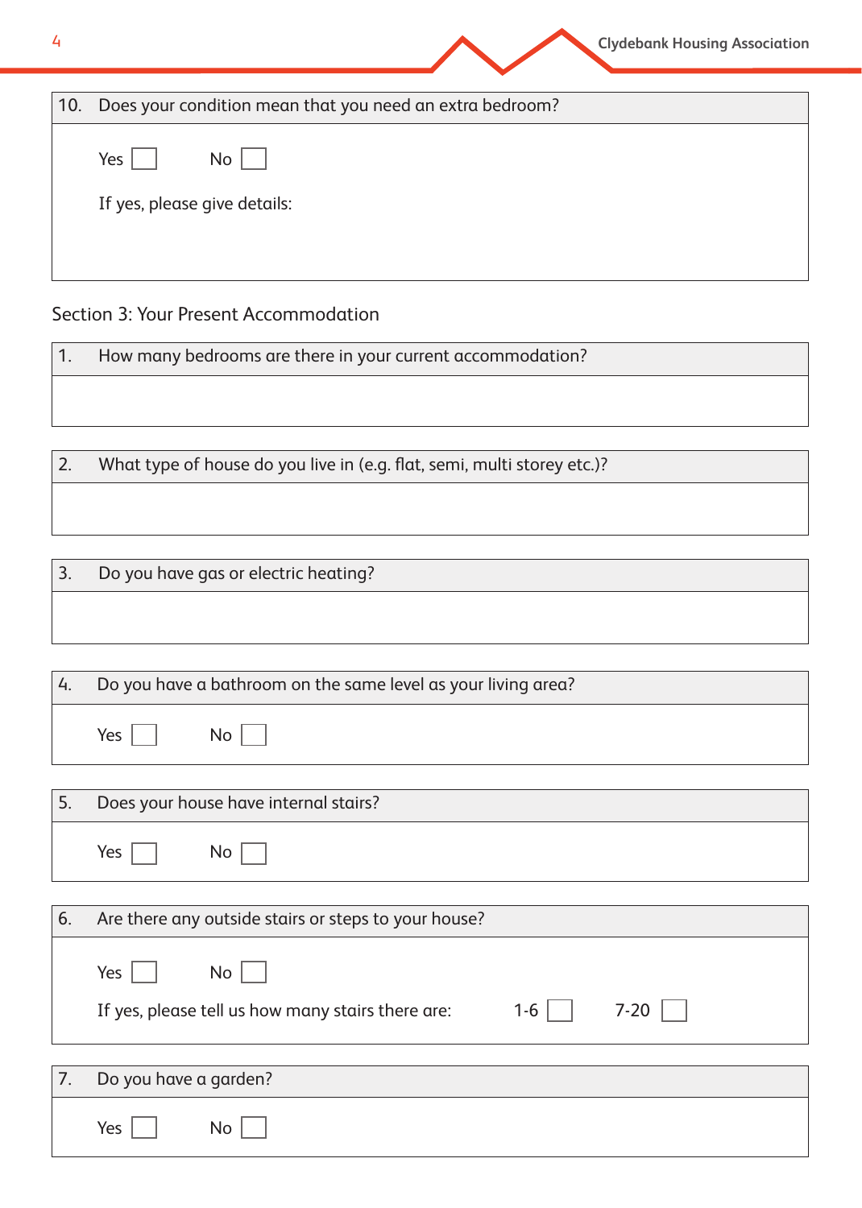10. Does your condition mean that you need an extra bedroom?

Yes ☐ No ☐

If yes, please give details:

## Section 3: Your Present Accommodation

1. How many bedrooms are there in your current accommodation?

2. What type of house do you live in (e.g. flat, semi, multi storey etc.)?

3. Do you have gas or electric heating?

4. Do you have a bathroom on the same level as your living area?

Yes ☐ No ☐

5. Does your house have internal stairs?

Yes ☐ No ☐

6. Are there any outside stairs or steps to your house?

Yes ☐ No ☐

If yes, please tell us how many stairs there are: 1-6 ☐ 7-20 ☐

7. Do you have a garden?

Yes ☐ No ☐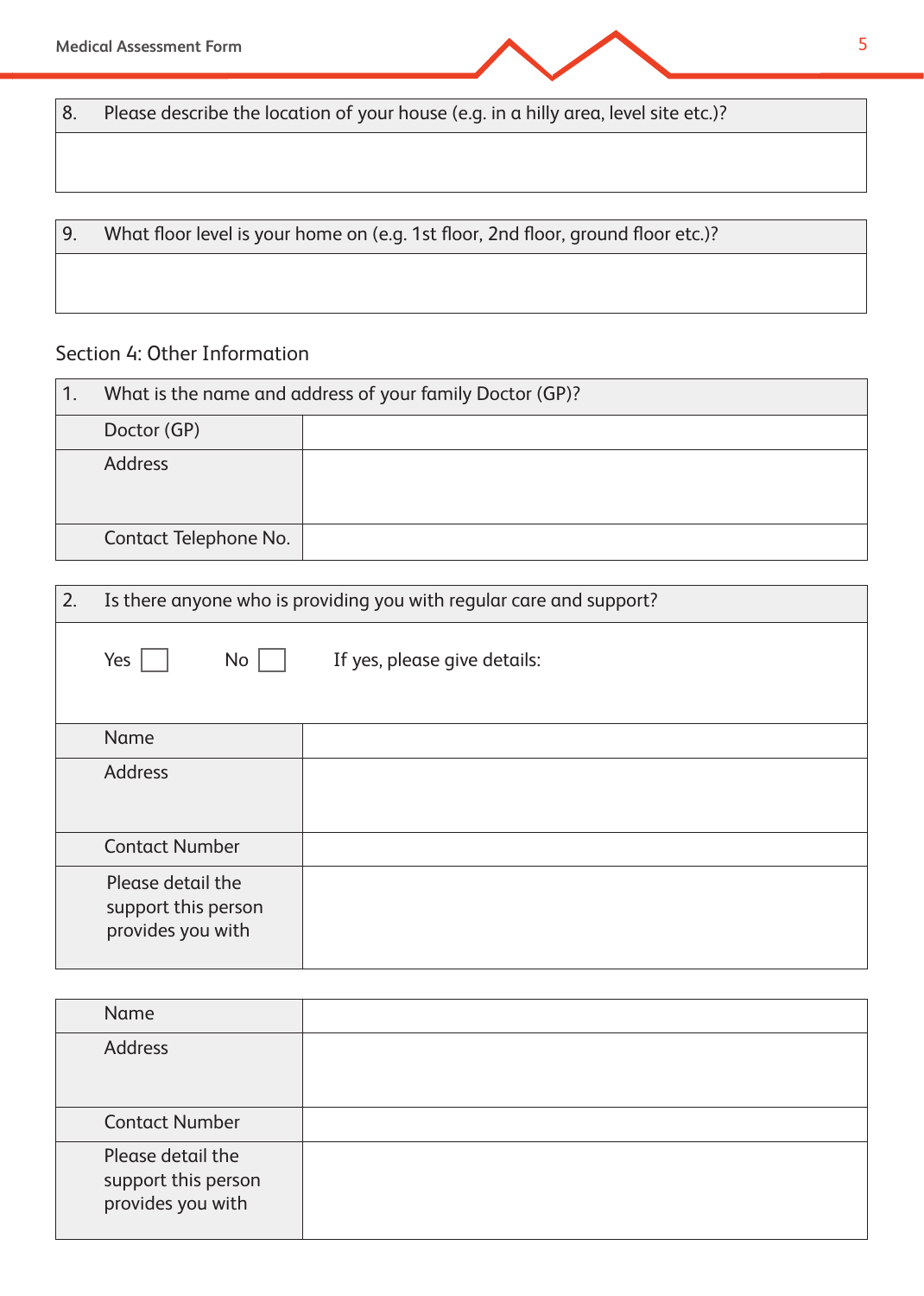| 8. | Please describe the location of your house (e.g. in a hilly area, level site etc.)? |
|---|---|
| | |

| 9. | What floor level is your home on (e.g. 1st floor, 2nd floor, ground floor etc.)? |
|---|---|
| | |

## Section 4: Other Information

| 1. What is the name and address of your family Doctor (GP)? | |
|---|---|
| Doctor (GP) | |
| Address | |
| Contact Telephone No. | |

| 2. Is there anyone who is providing you with regular care and support? | |
|---|---|
| Yes ☐ No ☐ If yes, please give details: | |
| Name | |
| Address | |
| Contact Number | |
| Please detail the support this person provides you with | |

| Name | |
|---|---|
| Address | |
| Contact Number | |
| Please detail the support this person provides you with | |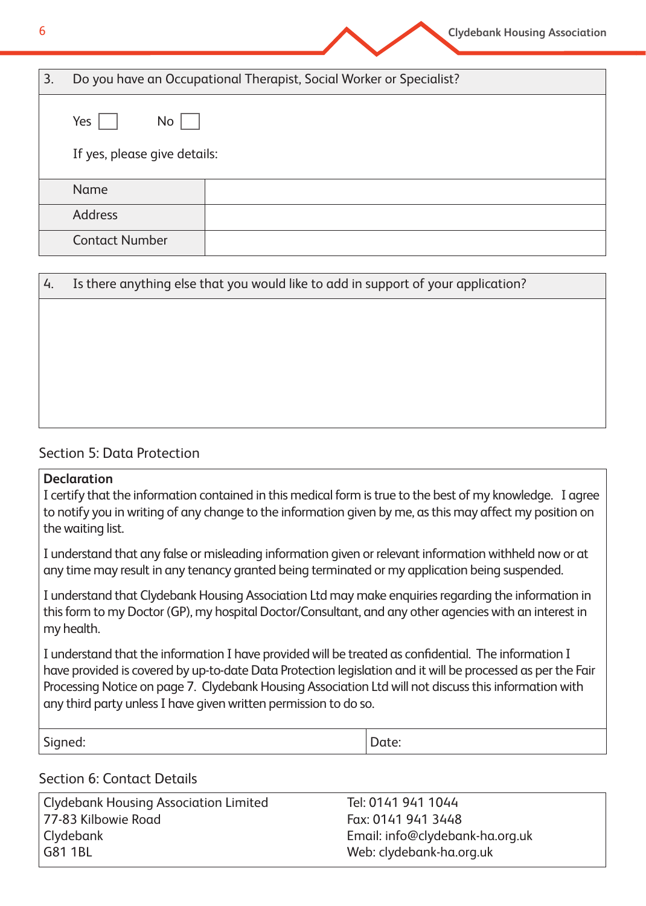| 3. | Do you have an Occupational Therapist, Social Worker or Specialist? |
|---|---|

Yes ☐ No ☐

If yes, please give details:

| Name | |
|---|---|
| Address | |
| Contact Number | |

| 4. | Is there anything else that you would like to add in support of your application? |
|---|---|

## Section 5: Data Protection

**Declaration**

I certify that the information contained in this medical form is true to the best of my knowledge. I agree to notify you in writing of any change to the information given by me, as this may affect my position on the waiting list.

I understand that any false or misleading information given or relevant information withheld now or at any time may result in any tenancy granted being terminated or my application being suspended.

I understand that Clydebank Housing Association Ltd may make enquiries regarding the information in this form to my Doctor (GP), my hospital Doctor/Consultant, and any other agencies with an interest in my health.

I understand that the information I have provided will be treated as confidential. The information I have provided is covered by up-to-date Data Protection legislation and it will be processed as per the Fair Processing Notice on page 7. Clydebank Housing Association Ltd will not discuss this information with any third party unless I have given written permission to do so.

| Signed: | Date: |
|---|---|

## Section 6: Contact Details

| Clydebank Housing Association Limited<br>77-83 Kilbowie Road<br>Clydebank<br>G81 1BL | Tel: 0141 941 1044<br>Fax: 0141 941 3448<br>Email: info@clydebank-ha.org.uk<br>Web: clydebank-ha.org.uk |
|---|---|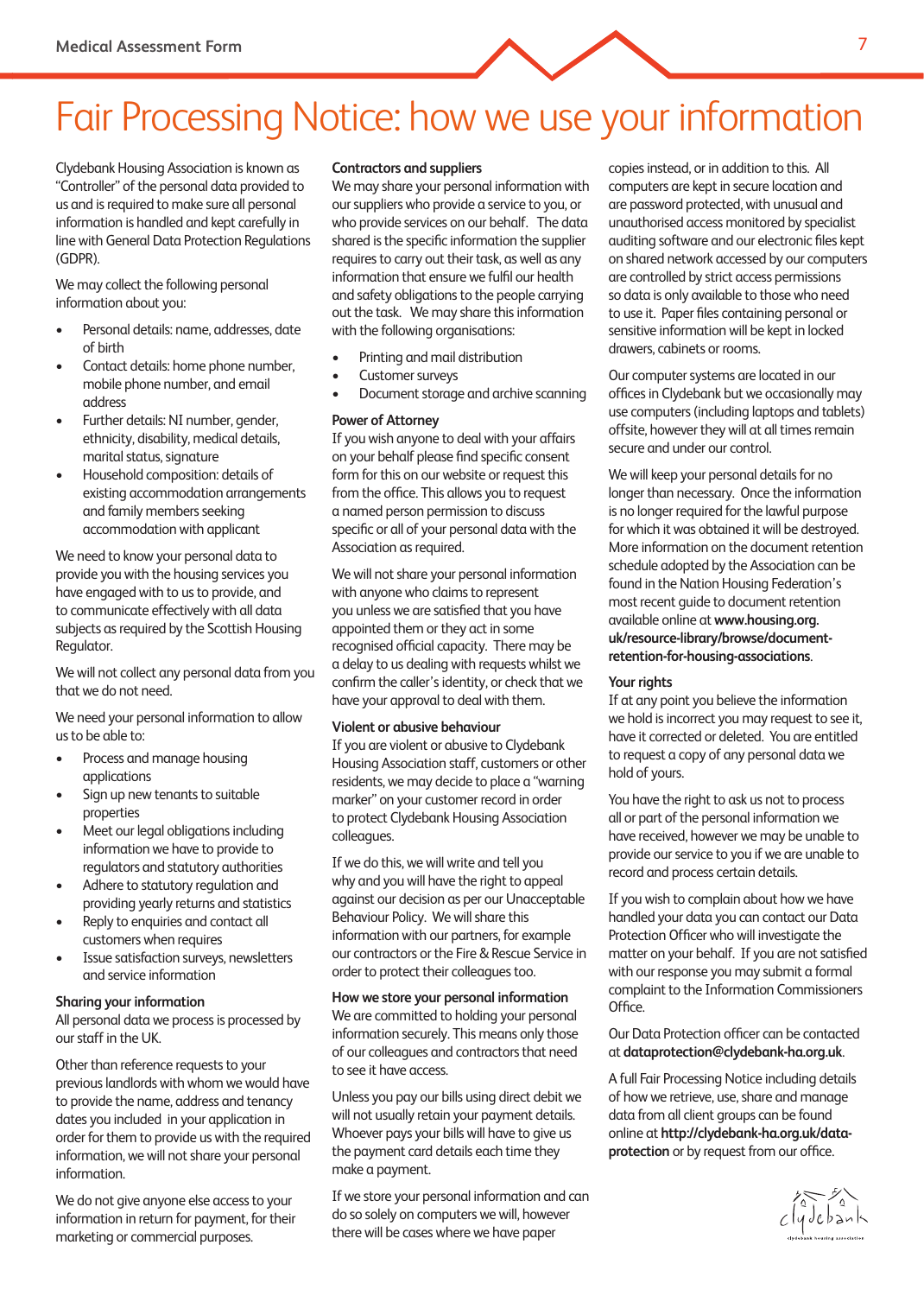# Fair Processing Notice: how we use your information

Clydebank Housing Association is known as "Controller" of the personal data provided to us and is required to make sure all personal information is handled and kept carefully in line with General Data Protection Regulations (GDPR).

We may collect the following personal information about you:

- Personal details: name, addresses, date of birth
- Contact details: home phone number, mobile phone number, and email address
- Further details: NI number, gender, ethnicity, disability, medical details, marital status, signature
- Household composition: details of existing accommodation arrangements and family members seeking accommodation with applicant

We need to know your personal data to provide you with the housing services you have engaged with to us to provide, and to communicate effectively with all data subjects as required by the Scottish Housing Regulator.

We will not collect any personal data from you that we do not need.

We need your personal information to allow us to be able to:

- Process and manage housing applications
- Sign up new tenants to suitable properties
- Meet our legal obligations including information we have to provide to regulators and statutory authorities
- Adhere to statutory regulation and providing yearly returns and statistics
- Reply to enquiries and contact all customers when requires
- Issue satisfaction surveys, newsletters and service information

### Sharing your information

All personal data we process is processed by our staff in the UK.

Other than reference requests to your previous landlords with whom we would have to provide the name, address and tenancy dates you included in your application in order for them to provide us with the required information, we will not share your personal information.

We do not give anyone else access to your information in return for payment, for their marketing or commercial purposes.

### Contractors and suppliers

We may share your personal information with our suppliers who provide a service to you, or who provide services on our behalf. The data shared is the specific information the supplier requires to carry out their task, as well as any information that ensure we fulfil our health and safety obligations to the people carrying out the task. We may share this information with the following organisations:

- Printing and mail distribution
- Customer surveys
- Document storage and archive scanning

### Power of Attorney

If you wish anyone to deal with your affairs on your behalf please find specific consent form for this on our website or request this from the office. This allows you to request a named person permission to discuss specific or all of your personal data with the Association as required.

We will not share your personal information with anyone who claims to represent you unless we are satisfied that you have appointed them or they act in some recognised official capacity. There may be a delay to us dealing with requests whilst we confirm the caller's identity, or check that we have your approval to deal with them.

### Violent or abusive behaviour

If you are violent or abusive to Clydebank Housing Association staff, customers or other residents, we may decide to place a "warning marker" on your customer record in order to protect Clydebank Housing Association colleagues.

If we do this, we will write and tell you why and you will have the right to appeal against our decision as per our Unacceptable Behaviour Policy. We will share this information with our partners, for example our contractors or the Fire & Rescue Service in order to protect their colleagues too.

### How we store your personal information

We are committed to holding your personal information securely. This means only those of our colleagues and contractors that need to see it have access.

Unless you pay our bills using direct debit we will not usually retain your payment details. Whoever pays your bills will have to give us the payment card details each time they make a payment.

If we store your personal information and can do so solely on computers we will, however there will be cases where we have paper copies instead, or in addition to this. All computers are kept in secure location and are password protected, with unusual and unauthorised access monitored by specialist auditing software and our electronic files kept on shared network accessed by our computers are controlled by strict access permissions so data is only available to those who need to use it. Paper files containing personal or sensitive information will be kept in locked drawers, cabinets or rooms.

Our computer systems are located in our offices in Clydebank but we occasionally may use computers (including laptops and tablets) offsite, however they will at all times remain secure and under our control.

We will keep your personal details for no longer than necessary. Once the information is no longer required for the lawful purpose for which it was obtained it will be destroyed. More information on the document retention schedule adopted by the Association can be found in the Nation Housing Federation's most recent guide to document retention available online at **www.housing.org.uk/resource-library/browse/document-retention-for-housing-associations**.

### Your rights

If at any point you believe the information we hold is incorrect you may request to see it, have it corrected or deleted. You are entitled to request a copy of any personal data we hold of yours.

You have the right to ask us not to process all or part of the personal information we have received, however we may be unable to provide our service to you if we are unable to record and process certain details.

If you wish to complain about how we have handled your data you can contact our Data Protection Officer who will investigate the matter on your behalf. If you are not satisfied with our response you may submit a formal complaint to the Information Commissioners Office.

Our Data Protection officer can be contacted at **dataprotection@clydebank-ha.org.uk**.

A full Fair Processing Notice including details of how we retrieve, use, share and manage data from all client groups can be found online at **http://clydebank-ha.org.uk/data-protection** or by request from our office.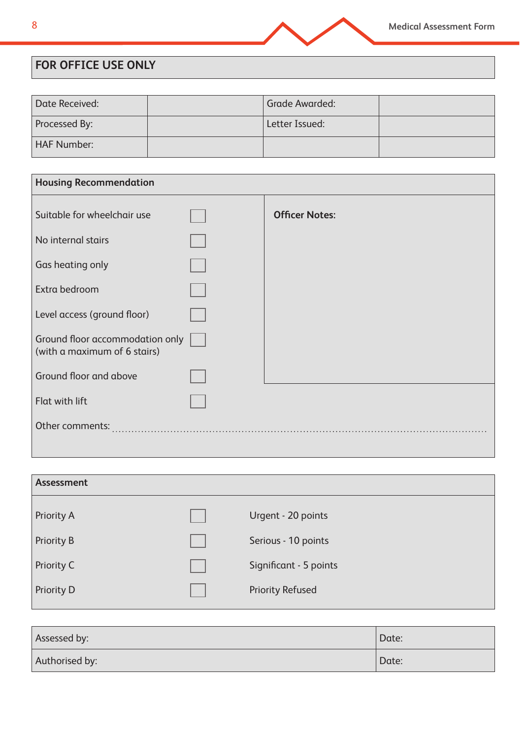## FOR OFFICE USE ONLY

| | | | |
|---|---|---|---|
| Date Received: | | Grade Awarded: | |
| Processed By: | | Letter Issued: | |
| HAF Number: | | | |

### Housing Recommendation

- Suitable for wheelchair use ☐
- No internal stairs ☐
- Gas heating only ☐
- Extra bedroom ☐
- Level access (ground floor) ☐
- Ground floor accommodation only (with a maximum of 6 stairs) ☐
- Ground floor and above ☐
- Flat with lift ☐

**Officer Notes:**

Other comments: ...........................................................................................................

### Assessment

| | | |
|---|---|---|
| Priority A | ☐ | Urgent - 20 points |
| Priority B | ☐ | Serious - 10 points |
| Priority C | ☐ | Significant - 5 points |
| Priority D | ☐ | Priority Refused |

| | |
|---|---|
| Assessed by: | Date: |
| Authorised by: | Date: |